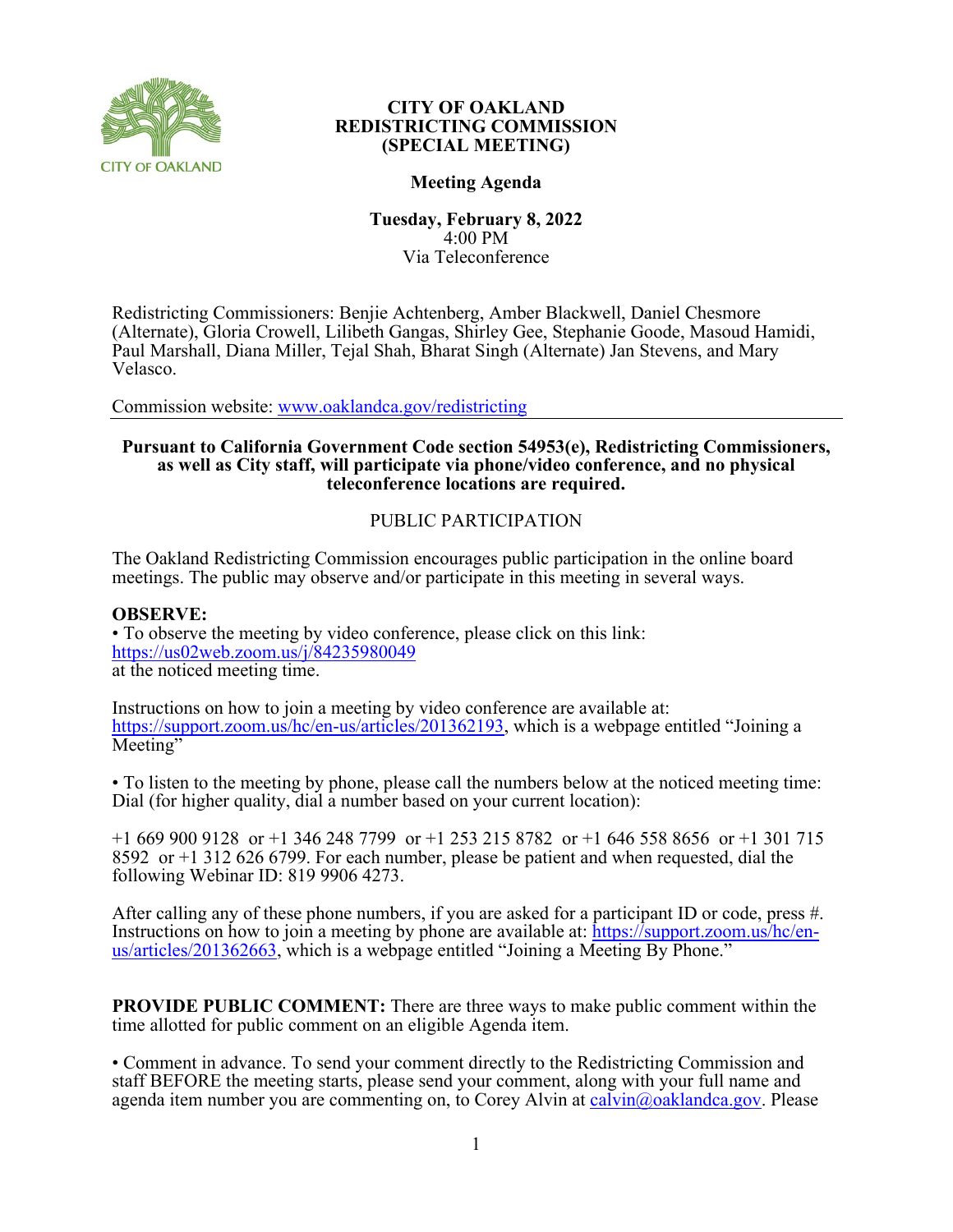# CITY OF OAKLAND
# REDISTRICTING COMMISSION
# (SPECIAL MEETING)

## Meeting Agenda

**Tuesday, February 8, 2022**
4:00 PM
Via Teleconference

Redistricting Commissioners: Benjie Achtenberg, Amber Blackwell, Daniel Chesmore (Alternate), Gloria Crowell, Lilibeth Gangas, Shirley Gee, Stephanie Goode, Masoud Hamidi, Paul Marshall, Diana Miller, Tejal Shah, Bharat Singh (Alternate) Jan Stevens, and Mary Velasco.

Commission website: www.oaklandca.gov/redistricting

---

**Pursuant to California Government Code section 54953(e), Redistricting Commissioners, as well as City staff, will participate via phone/video conference, and no physical teleconference locations are required.**

PUBLIC PARTICIPATION

The Oakland Redistricting Commission encourages public participation in the online board meetings. The public may observe and/or participate in this meeting in several ways.

**OBSERVE:**

• To observe the meeting by video conference, please click on this link: https://us02web.zoom.us/j/84235980049 at the noticed meeting time.

Instructions on how to join a meeting by video conference are available at: https://support.zoom.us/hc/en-us/articles/201362193, which is a webpage entitled "Joining a Meeting"

• To listen to the meeting by phone, please call the numbers below at the noticed meeting time: Dial (for higher quality, dial a number based on your current location):

+1 669 900 9128 or +1 346 248 7799 or +1 253 215 8782 or +1 646 558 8656 or +1 301 715 8592 or +1 312 626 6799. For each number, please be patient and when requested, dial the following Webinar ID: 819 9906 4273.

After calling any of these phone numbers, if you are asked for a participant ID or code, press #. Instructions on how to join a meeting by phone are available at: https://support.zoom.us/hc/en-us/articles/201362663, which is a webpage entitled "Joining a Meeting By Phone."

**PROVIDE PUBLIC COMMENT:** There are three ways to make public comment within the time allotted for public comment on an eligible Agenda item.

• Comment in advance. To send your comment directly to the Redistricting Commission and staff BEFORE the meeting starts, please send your comment, along with your full name and agenda item number you are commenting on, to Corey Alvin at calvin@oaklandca.gov. Please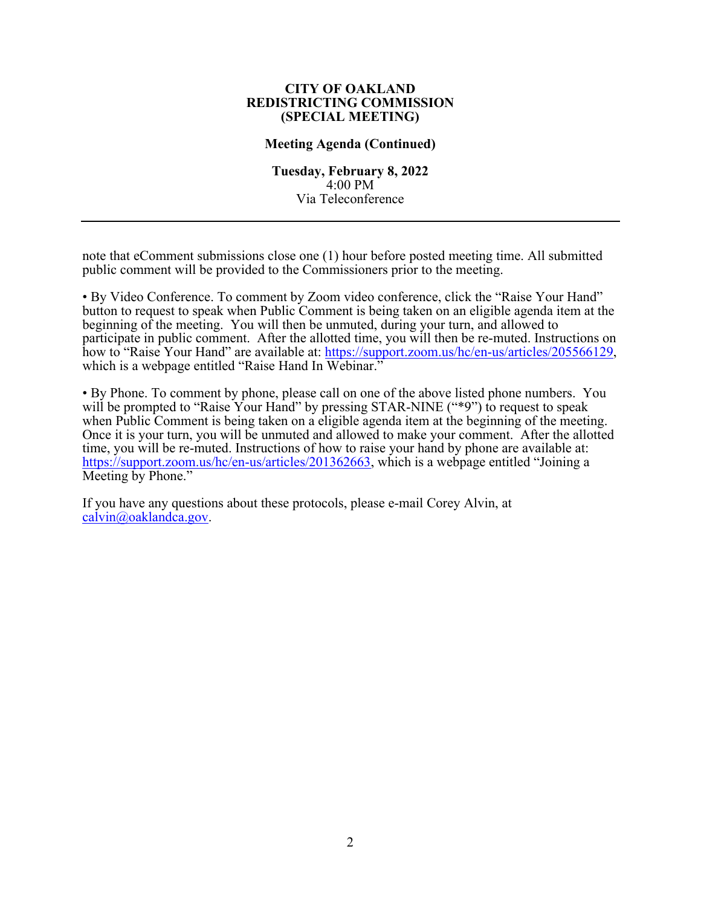**CITY OF OAKLAND**
**REDISTRICTING COMMISSION**
**(SPECIAL MEETING)**

**Meeting Agenda (Continued)**

**Tuesday, February 8, 2022**
4:00 PM
Via Teleconference

---

note that eComment submissions close one (1) hour before posted meeting time. All submitted public comment will be provided to the Commissioners prior to the meeting.

• By Video Conference. To comment by Zoom video conference, click the "Raise Your Hand" button to request to speak when Public Comment is being taken on an eligible agenda item at the beginning of the meeting. You will then be unmuted, during your turn, and allowed to participate in public comment. After the allotted time, you will then be re-muted. Instructions on how to "Raise Your Hand" are available at: https://support.zoom.us/hc/en-us/articles/205566129, which is a webpage entitled "Raise Hand In Webinar."

• By Phone. To comment by phone, please call on one of the above listed phone numbers. You will be prompted to "Raise Your Hand" by pressing STAR-NINE ("*9") to request to speak when Public Comment is being taken on a eligible agenda item at the beginning of the meeting. Once it is your turn, you will be unmuted and allowed to make your comment. After the allotted time, you will be re-muted. Instructions of how to raise your hand by phone are available at: https://support.zoom.us/hc/en-us/articles/201362663, which is a webpage entitled "Joining a Meeting by Phone."

If you have any questions about these protocols, please e-mail Corey Alvin, at calvin@oaklandca.gov.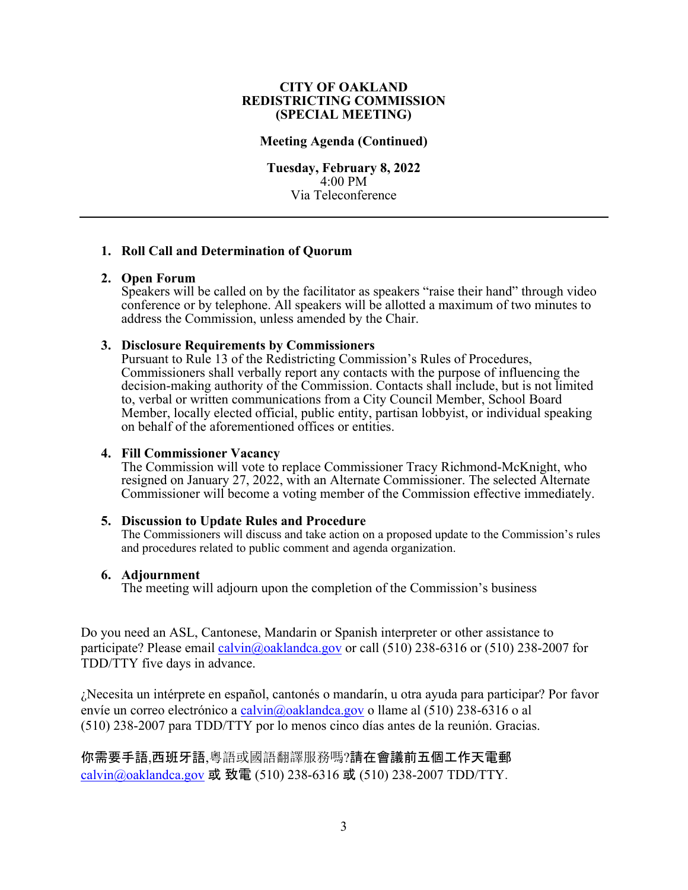**CITY OF OAKLAND**
**REDISTRICTING COMMISSION**
**(SPECIAL MEETING)**

**Meeting Agenda (Continued)**

**Tuesday, February 8, 2022**
4:00 PM
Via Teleconference

---

1. **Roll Call and Determination of Quorum**

2. **Open Forum**
   Speakers will be called on by the facilitator as speakers "raise their hand" through video conference or by telephone. All speakers will be allotted a maximum of two minutes to address the Commission, unless amended by the Chair.

3. **Disclosure Requirements by Commissioners**
   Pursuant to Rule 13 of the Redistricting Commission's Rules of Procedures, Commissioners shall verbally report any contacts with the purpose of influencing the decision-making authority of the Commission. Contacts shall include, but is not limited to, verbal or written communications from a City Council Member, School Board Member, locally elected official, public entity, partisan lobbyist, or individual speaking on behalf of the aforementioned offices or entities.

4. **Fill Commissioner Vacancy**
   The Commission will vote to replace Commissioner Tracy Richmond-McKnight, who resigned on January 27, 2022, with an Alternate Commissioner. The selected Alternate Commissioner will become a voting member of the Commission effective immediately.

5. **Discussion to Update Rules and Procedure**
   The Commissioners will discuss and take action on a proposed update to the Commission's rules and procedures related to public comment and agenda organization.

6. **Adjournment**
   The meeting will adjourn upon the completion of the Commission's business

Do you need an ASL, Cantonese, Mandarin or Spanish interpreter or other assistance to participate? Please email calvin@oaklandca.gov or call (510) 238-6316 or (510) 238-2007 for TDD/TTY five days in advance.

¿Necesita un intérprete en español, cantonés o mandarín, u otra ayuda para participar? Por favor envíe un correo electrónico a calvin@oaklandca.gov o llame al (510) 238-6316 o al (510) 238-2007 para TDD/TTY por lo menos cinco días antes de la reunión. Gracias.

**你需要手語,西班牙語,**粵語或國語翻譯服務嗎?**請在會議前五個工作天電郵** calvin@oaklandca.gov **或 致電** (510) 238-6316 **或** (510) 238-2007 TDD/TTY.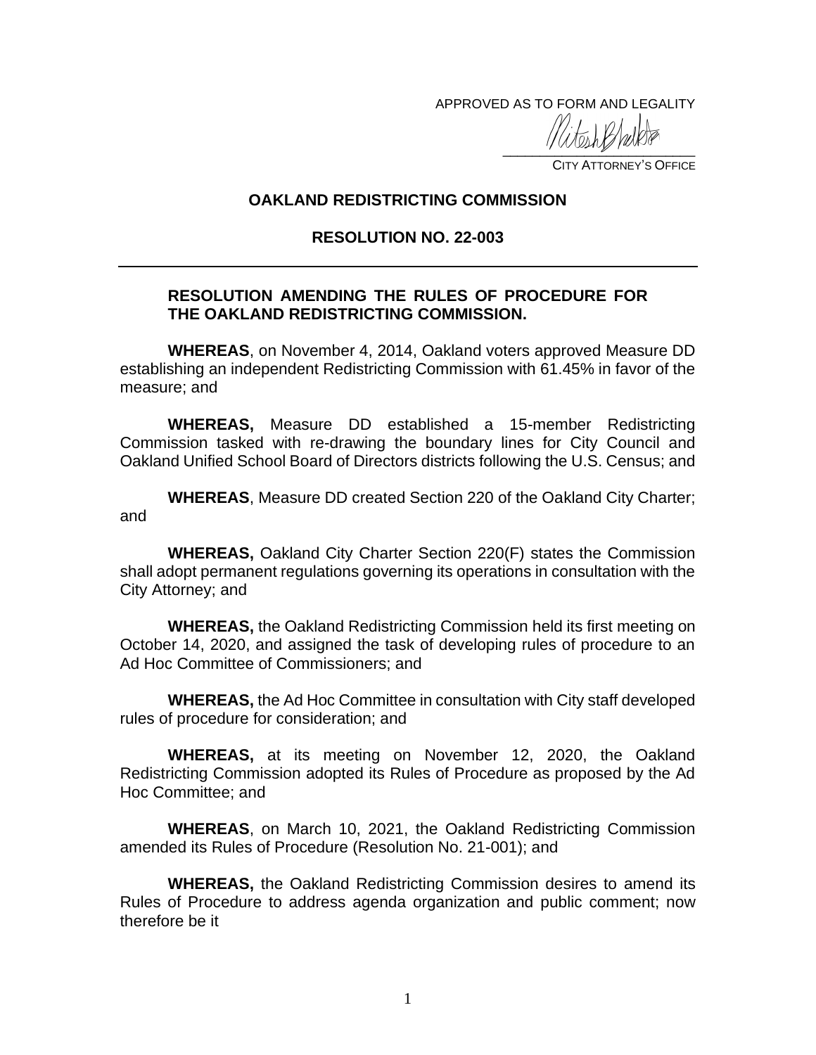APPROVED AS TO FORM AND LEGALITY

CITY ATTORNEY'S OFFICE

**OAKLAND REDISTRICTING COMMISSION**

**RESOLUTION NO. 22-003**

---

**RESOLUTION AMENDING THE RULES OF PROCEDURE FOR THE OAKLAND REDISTRICTING COMMISSION.**

**WHEREAS**, on November 4, 2014, Oakland voters approved Measure DD establishing an independent Redistricting Commission with 61.45% in favor of the measure; and

**WHEREAS,** Measure DD established a 15-member Redistricting Commission tasked with re-drawing the boundary lines for City Council and Oakland Unified School Board of Directors districts following the U.S. Census; and

**WHEREAS**, Measure DD created Section 220 of the Oakland City Charter; and

**WHEREAS,** Oakland City Charter Section 220(F) states the Commission shall adopt permanent regulations governing its operations in consultation with the City Attorney; and

**WHEREAS,** the Oakland Redistricting Commission held its first meeting on October 14, 2020, and assigned the task of developing rules of procedure to an Ad Hoc Committee of Commissioners; and

**WHEREAS,** the Ad Hoc Committee in consultation with City staff developed rules of procedure for consideration; and

**WHEREAS,** at its meeting on November 12, 2020, the Oakland Redistricting Commission adopted its Rules of Procedure as proposed by the Ad Hoc Committee; and

**WHEREAS**, on March 10, 2021, the Oakland Redistricting Commission amended its Rules of Procedure (Resolution No. 21-001); and

**WHEREAS,** the Oakland Redistricting Commission desires to amend its Rules of Procedure to address agenda organization and public comment; now therefore be it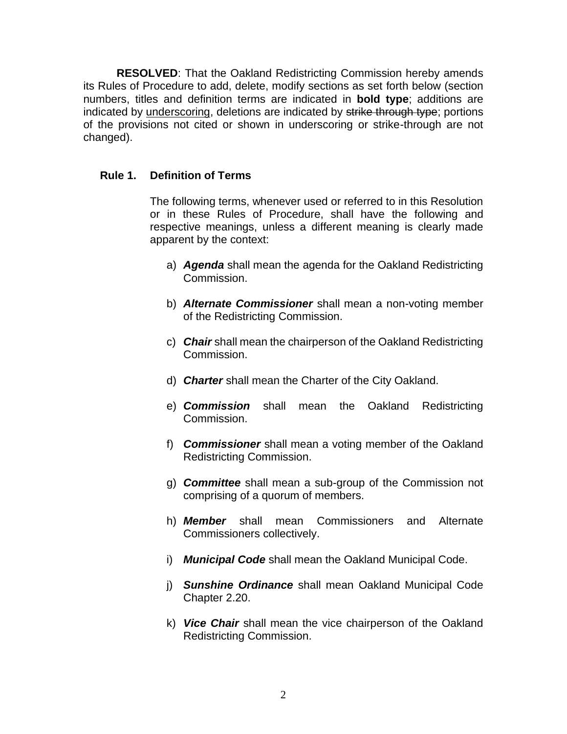**RESOLVED**: That the Oakland Redistricting Commission hereby amends its Rules of Procedure to add, delete, modify sections as set forth below (section numbers, titles and definition terms are indicated in **bold type**; additions are indicated by <u>underscoring</u>, deletions are indicated by ~~strike through type~~; portions of the provisions not cited or shown in underscoring or strike-through are not changed).

**Rule 1. Definition of Terms**

The following terms, whenever used or referred to in this Resolution or in these Rules of Procedure, shall have the following and respective meanings, unless a different meaning is clearly made apparent by the context:

a) ***Agenda*** shall mean the agenda for the Oakland Redistricting Commission.

b) ***Alternate Commissioner*** shall mean a non-voting member of the Redistricting Commission.

c) ***Chair*** shall mean the chairperson of the Oakland Redistricting Commission.

d) ***Charter*** shall mean the Charter of the City Oakland.

e) ***Commission*** shall mean the Oakland Redistricting Commission.

f) ***Commissioner*** shall mean a voting member of the Oakland Redistricting Commission.

g) ***Committee*** shall mean a sub-group of the Commission not comprising of a quorum of members.

h) ***Member*** shall mean Commissioners and Alternate Commissioners collectively.

i) ***Municipal Code*** shall mean the Oakland Municipal Code.

j) ***Sunshine Ordinance*** shall mean Oakland Municipal Code Chapter 2.20.

k) ***Vice Chair*** shall mean the vice chairperson of the Oakland Redistricting Commission.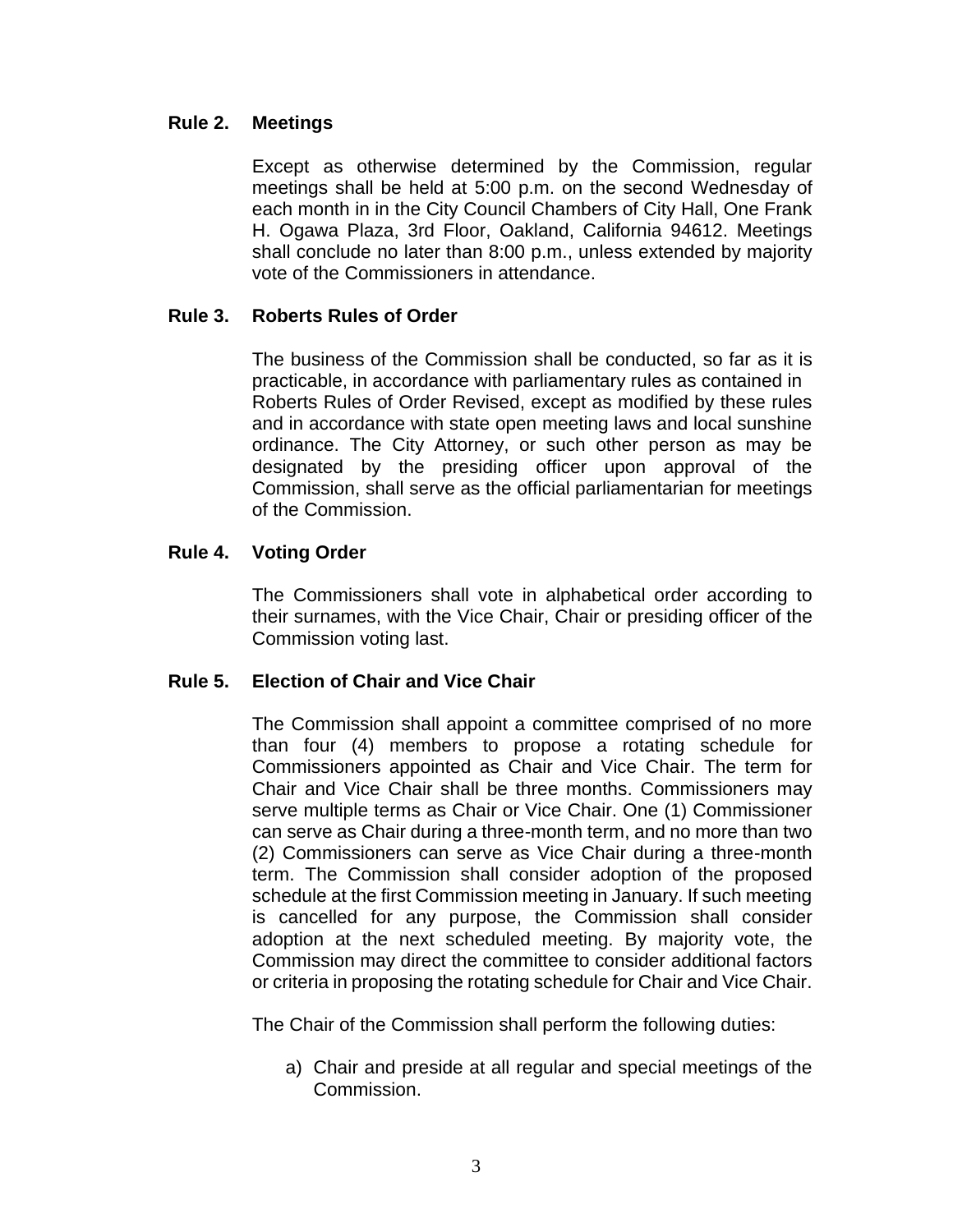### Rule 2. Meetings

Except as otherwise determined by the Commission, regular meetings shall be held at 5:00 p.m. on the second Wednesday of each month in in the City Council Chambers of City Hall, One Frank H. Ogawa Plaza, 3rd Floor, Oakland, California 94612. Meetings shall conclude no later than 8:00 p.m., unless extended by majority vote of the Commissioners in attendance.

### Rule 3. Roberts Rules of Order

The business of the Commission shall be conducted, so far as it is practicable, in accordance with parliamentary rules as contained in Roberts Rules of Order Revised, except as modified by these rules and in accordance with state open meeting laws and local sunshine ordinance. The City Attorney, or such other person as may be designated by the presiding officer upon approval of the Commission, shall serve as the official parliamentarian for meetings of the Commission.

### Rule 4. Voting Order

The Commissioners shall vote in alphabetical order according to their surnames, with the Vice Chair, Chair or presiding officer of the Commission voting last.

### Rule 5. Election of Chair and Vice Chair

The Commission shall appoint a committee comprised of no more than four (4) members to propose a rotating schedule for Commissioners appointed as Chair and Vice Chair. The term for Chair and Vice Chair shall be three months. Commissioners may serve multiple terms as Chair or Vice Chair. One (1) Commissioner can serve as Chair during a three-month term, and no more than two (2) Commissioners can serve as Vice Chair during a three-month term. The Commission shall consider adoption of the proposed schedule at the first Commission meeting in January. If such meeting is cancelled for any purpose, the Commission shall consider adoption at the next scheduled meeting. By majority vote, the Commission may direct the committee to consider additional factors or criteria in proposing the rotating schedule for Chair and Vice Chair.

The Chair of the Commission shall perform the following duties:

a) Chair and preside at all regular and special meetings of the Commission.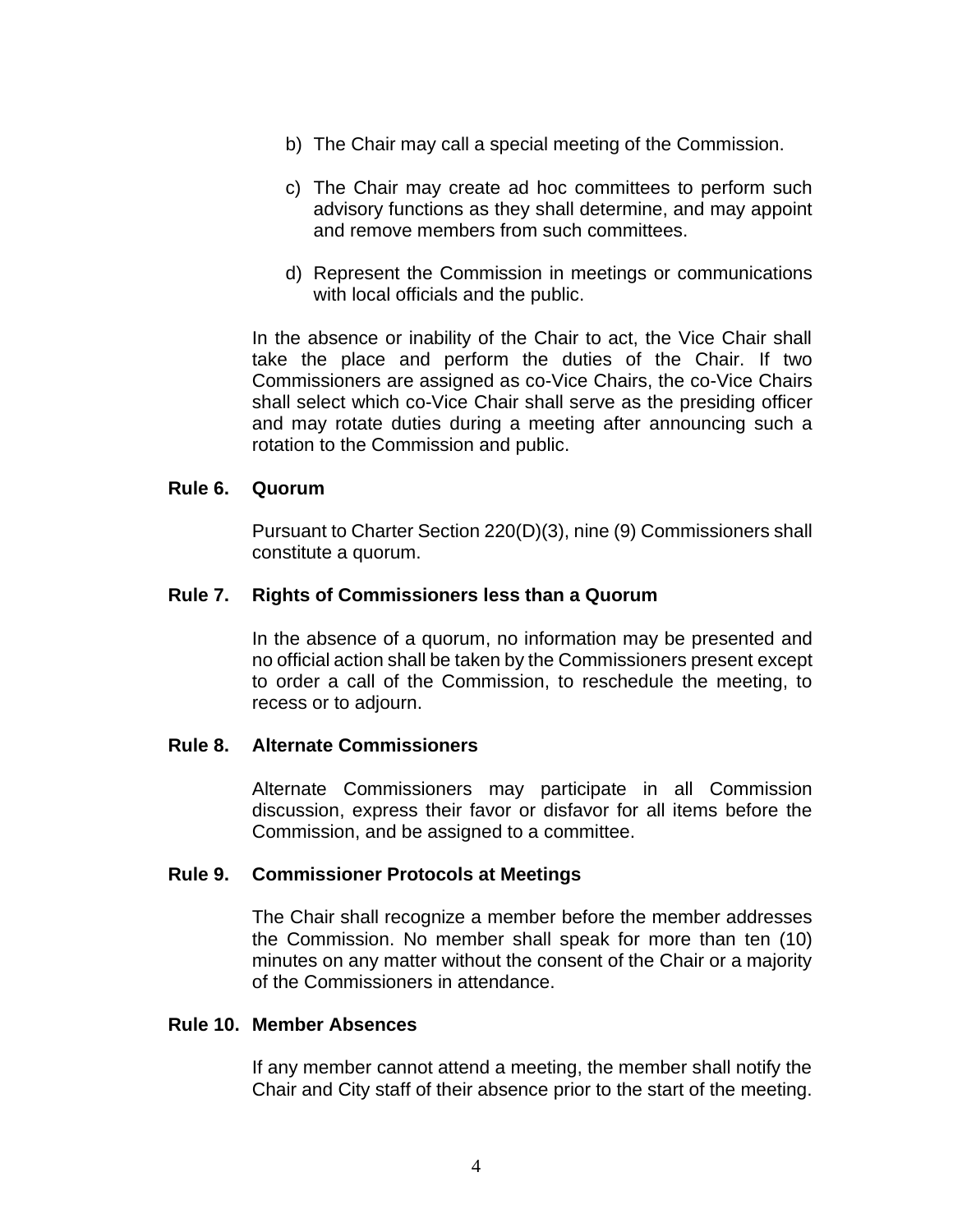b) The Chair may call a special meeting of the Commission.

c) The Chair may create ad hoc committees to perform such advisory functions as they shall determine, and may appoint and remove members from such committees.

d) Represent the Commission in meetings or communications with local officials and the public.

In the absence or inability of the Chair to act, the Vice Chair shall take the place and perform the duties of the Chair. If two Commissioners are assigned as co-Vice Chairs, the co-Vice Chairs shall select which co-Vice Chair shall serve as the presiding officer and may rotate duties during a meeting after announcing such a rotation to the Commission and public.

**Rule 6. Quorum**

Pursuant to Charter Section 220(D)(3), nine (9) Commissioners shall constitute a quorum.

**Rule 7. Rights of Commissioners less than a Quorum**

In the absence of a quorum, no information may be presented and no official action shall be taken by the Commissioners present except to order a call of the Commission, to reschedule the meeting, to recess or to adjourn.

**Rule 8. Alternate Commissioners**

Alternate Commissioners may participate in all Commission discussion, express their favor or disfavor for all items before the Commission, and be assigned to a committee.

**Rule 9. Commissioner Protocols at Meetings**

The Chair shall recognize a member before the member addresses the Commission. No member shall speak for more than ten (10) minutes on any matter without the consent of the Chair or a majority of the Commissioners in attendance.

**Rule 10. Member Absences**

If any member cannot attend a meeting, the member shall notify the Chair and City staff of their absence prior to the start of the meeting.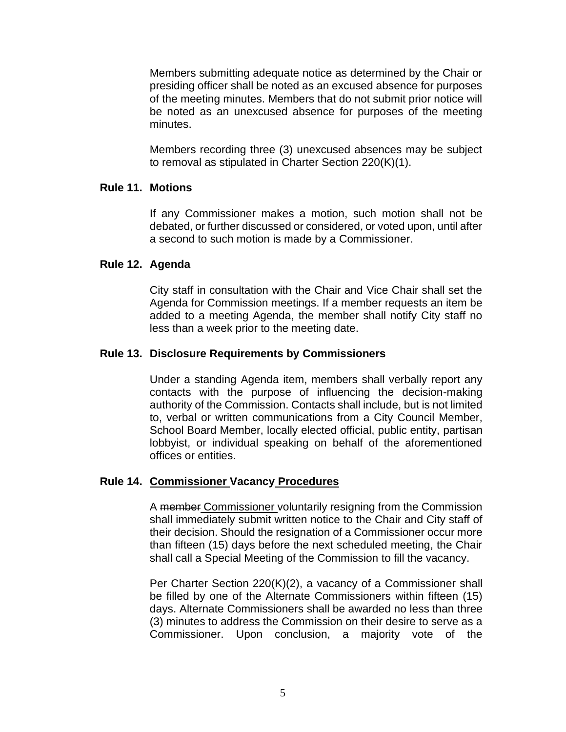Members submitting adequate notice as determined by the Chair or presiding officer shall be noted as an excused absence for purposes of the meeting minutes. Members that do not submit prior notice will be noted as an unexcused absence for purposes of the meeting minutes.

Members recording three (3) unexcused absences may be subject to removal as stipulated in Charter Section 220(K)(1).

**Rule 11. Motions**

If any Commissioner makes a motion, such motion shall not be debated, or further discussed or considered, or voted upon, until after a second to such motion is made by a Commissioner.

**Rule 12. Agenda**

City staff in consultation with the Chair and Vice Chair shall set the Agenda for Commission meetings. If a member requests an item be added to a meeting Agenda, the member shall notify City staff no less than a week prior to the meeting date.

**Rule 13. Disclosure Requirements by Commissioners**

Under a standing Agenda item, members shall verbally report any contacts with the purpose of influencing the decision-making authority of the Commission. Contacts shall include, but is not limited to, verbal or written communications from a City Council Member, School Board Member, locally elected official, public entity, partisan lobbyist, or individual speaking on behalf of the aforementioned offices or entities.

**Rule 14. <u>Commissioner</u> Vacancy <u>Procedures</u>**

A ~~member~~ <u>Commissioner</u> voluntarily resigning from the Commission shall immediately submit written notice to the Chair and City staff of their decision. Should the resignation of a Commissioner occur more than fifteen (15) days before the next scheduled meeting, the Chair shall call a Special Meeting of the Commission to fill the vacancy.

Per Charter Section 220(K)(2), a vacancy of a Commissioner shall be filled by one of the Alternate Commissioners within fifteen (15) days. Alternate Commissioners shall be awarded no less than three (3) minutes to address the Commission on their desire to serve as a Commissioner. Upon conclusion, a majority vote of the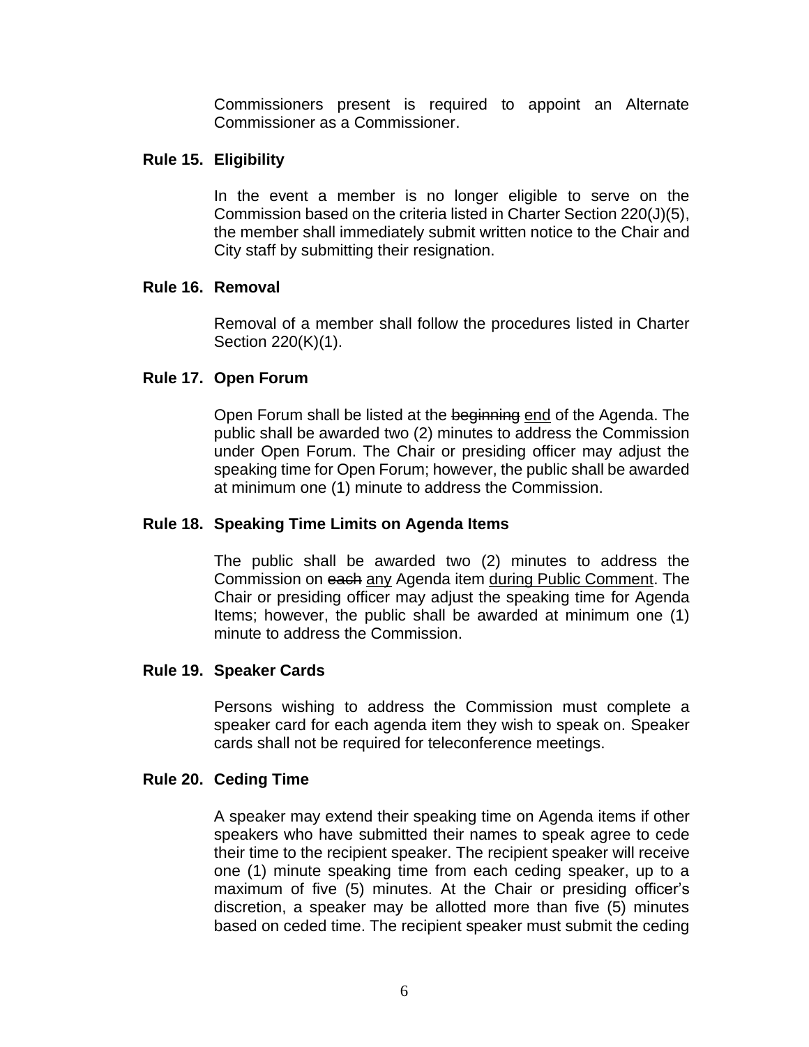Commissioners present is required to appoint an Alternate Commissioner as a Commissioner.

**Rule 15. Eligibility**

In the event a member is no longer eligible to serve on the Commission based on the criteria listed in Charter Section 220(J)(5), the member shall immediately submit written notice to the Chair and City staff by submitting their resignation.

**Rule 16. Removal**

Removal of a member shall follow the procedures listed in Charter Section 220(K)(1).

**Rule 17. Open Forum**

Open Forum shall be listed at the ~~beginning~~ <u>end</u> of the Agenda. The public shall be awarded two (2) minutes to address the Commission under Open Forum. The Chair or presiding officer may adjust the speaking time for Open Forum; however, the public shall be awarded at minimum one (1) minute to address the Commission.

**Rule 18. Speaking Time Limits on Agenda Items**

The public shall be awarded two (2) minutes to address the Commission on ~~each~~ <u>any</u> Agenda item <u>during Public Comment</u>. The Chair or presiding officer may adjust the speaking time for Agenda Items; however, the public shall be awarded at minimum one (1) minute to address the Commission.

**Rule 19. Speaker Cards**

Persons wishing to address the Commission must complete a speaker card for each agenda item they wish to speak on. Speaker cards shall not be required for teleconference meetings.

**Rule 20. Ceding Time**

A speaker may extend their speaking time on Agenda items if other speakers who have submitted their names to speak agree to cede their time to the recipient speaker. The recipient speaker will receive one (1) minute speaking time from each ceding speaker, up to a maximum of five (5) minutes. At the Chair or presiding officer's discretion, a speaker may be allotted more than five (5) minutes based on ceded time. The recipient speaker must submit the ceding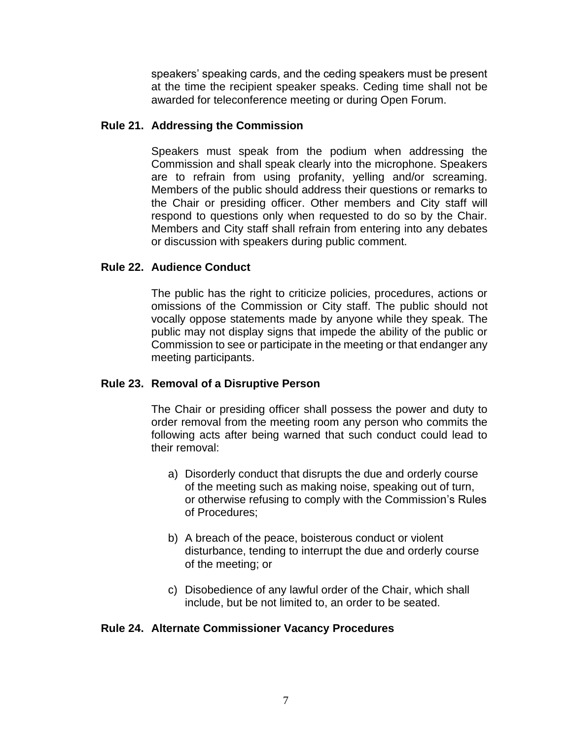speakers' speaking cards, and the ceding speakers must be present at the time the recipient speaker speaks. Ceding time shall not be awarded for teleconference meeting or during Open Forum.

### Rule 21. Addressing the Commission

Speakers must speak from the podium when addressing the Commission and shall speak clearly into the microphone. Speakers are to refrain from using profanity, yelling and/or screaming. Members of the public should address their questions or remarks to the Chair or presiding officer. Other members and City staff will respond to questions only when requested to do so by the Chair. Members and City staff shall refrain from entering into any debates or discussion with speakers during public comment.

### Rule 22. Audience Conduct

The public has the right to criticize policies, procedures, actions or omissions of the Commission or City staff. The public should not vocally oppose statements made by anyone while they speak. The public may not display signs that impede the ability of the public or Commission to see or participate in the meeting or that endanger any meeting participants.

### Rule 23. Removal of a Disruptive Person

The Chair or presiding officer shall possess the power and duty to order removal from the meeting room any person who commits the following acts after being warned that such conduct could lead to their removal:

a) Disorderly conduct that disrupts the due and orderly course of the meeting such as making noise, speaking out of turn, or otherwise refusing to comply with the Commission's Rules of Procedures;

b) A breach of the peace, boisterous conduct or violent disturbance, tending to interrupt the due and orderly course of the meeting; or

c) Disobedience of any lawful order of the Chair, which shall include, but be not limited to, an order to be seated.

### Rule 24. Alternate Commissioner Vacancy Procedures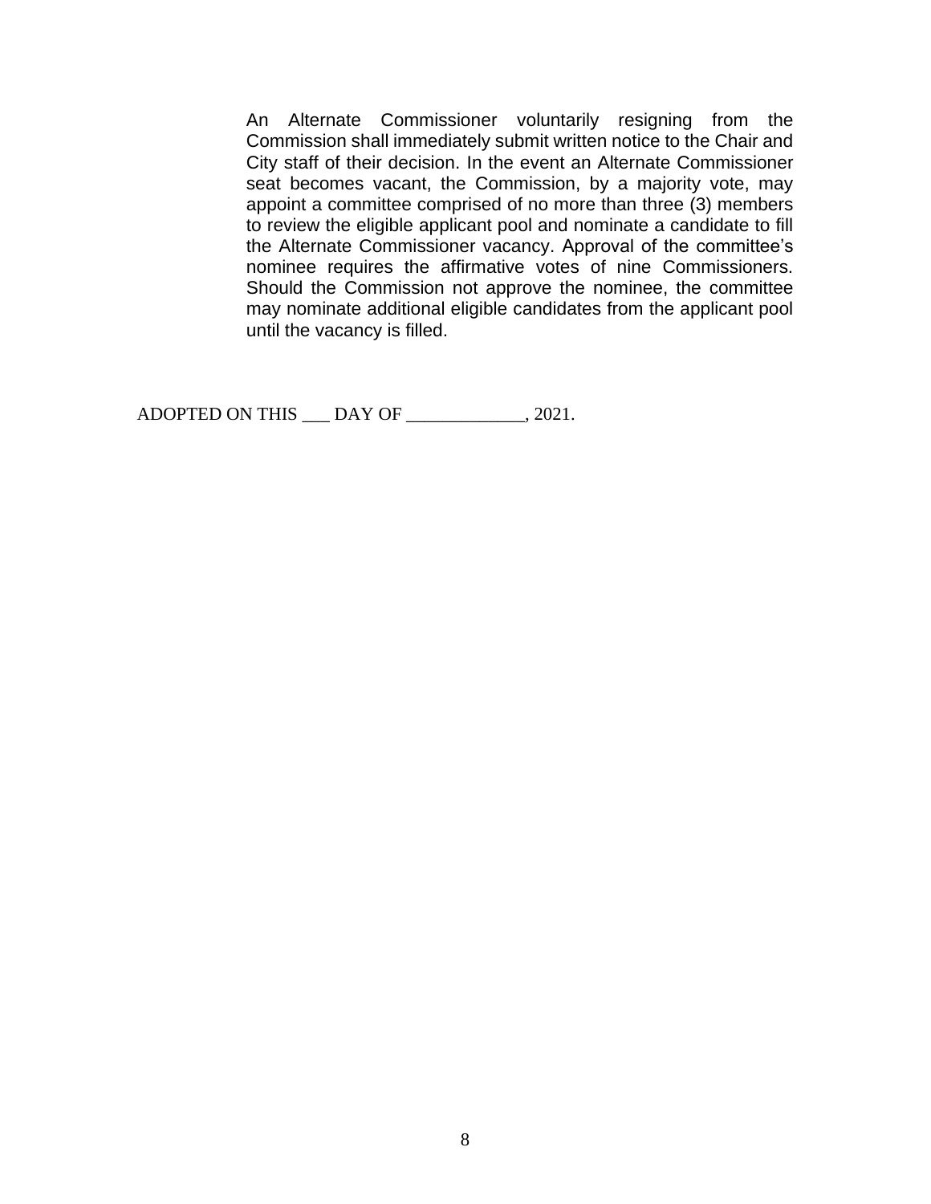An Alternate Commissioner voluntarily resigning from the Commission shall immediately submit written notice to the Chair and City staff of their decision. In the event an Alternate Commissioner seat becomes vacant, the Commission, by a majority vote, may appoint a committee comprised of no more than three (3) members to review the eligible applicant pool and nominate a candidate to fill the Alternate Commissioner vacancy. Approval of the committee's nominee requires the affirmative votes of nine Commissioners. Should the Commission not approve the nominee, the committee may nominate additional eligible candidates from the applicant pool until the vacancy is filled.

ADOPTED ON THIS ___ DAY OF _____________, 2021.